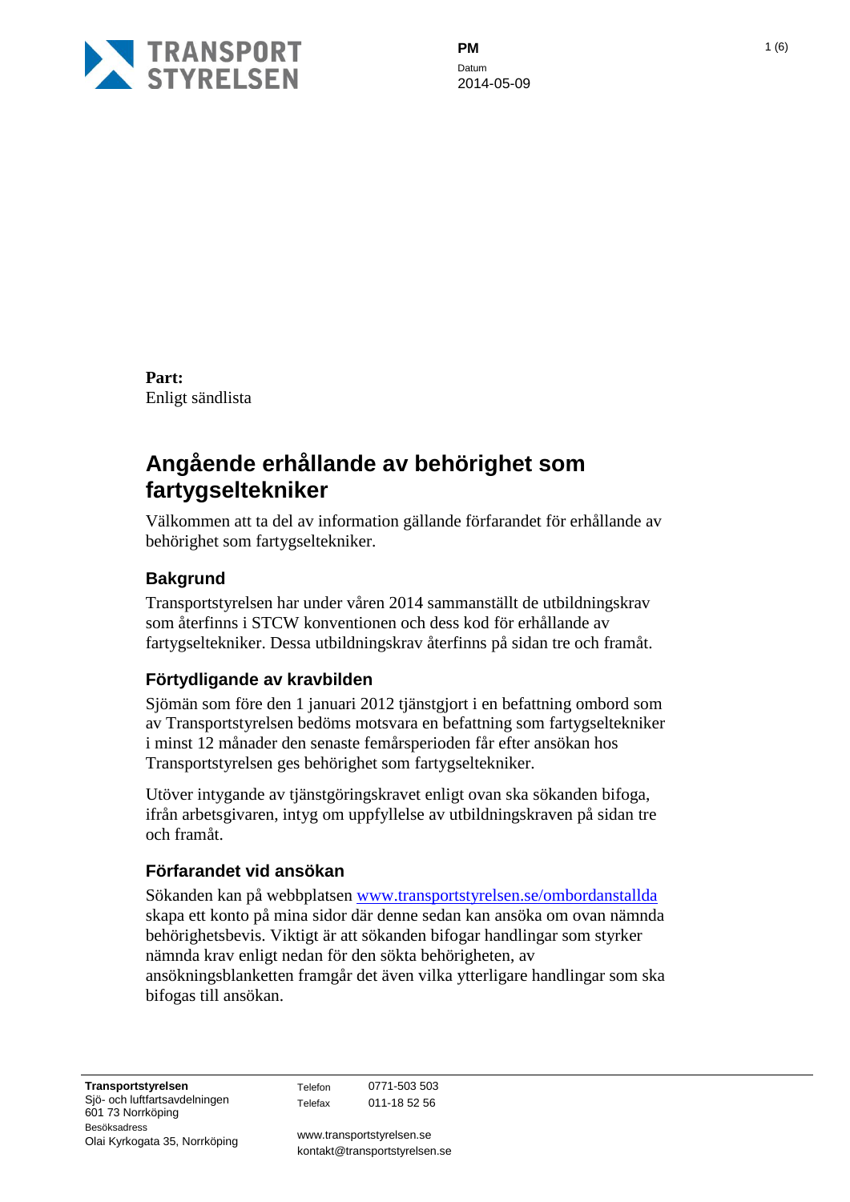**PM**
Datum
2014-05-09

**Part:**
Enligt sändlista

# Angående erhållande av behörighet som fartygseltekniker

Välkommen att ta del av information gällande förfarandet för erhållande av behörighet som fartygseltekniker.

## Bakgrund

Transportstyrelsen har under våren 2014 sammanställt de utbildningskrav som återfinns i STCW konventionen och dess kod för erhållande av fartygseltekniker. Dessa utbildningskrav återfinns på sidan tre och framåt.

## Förtydligande av kravbilden

Sjömän som före den 1 januari 2012 tjänstgjort i en befattning ombord som av Transportstyrelsen bedöms motsvara en befattning som fartygseltekniker i minst 12 månader den senaste femårsperioden får efter ansökan hos Transportstyrelsen ges behörighet som fartygseltekniker.

Utöver intygande av tjänstgöringskravet enligt ovan ska sökanden bifoga, ifrån arbetsgivaren, intyg om uppfyllelse av utbildningskraven på sidan tre och framåt.

## Förfarandet vid ansökan

Sökanden kan på webbplatsen [www.transportstyrelsen.se/ombordanstallda](http://www.transportstyrelsen.se/ombordanstallda) skapa ett konto på mina sidor där denne sedan kan ansöka om ovan nämnda behörighetsbevis. Viktigt är att sökanden bifogar handlingar som styrker nämnda krav enligt nedan för den sökta behörigheten, av ansökningsblanketten framgår det även vilka ytterligare handlingar som ska bifogas till ansökan.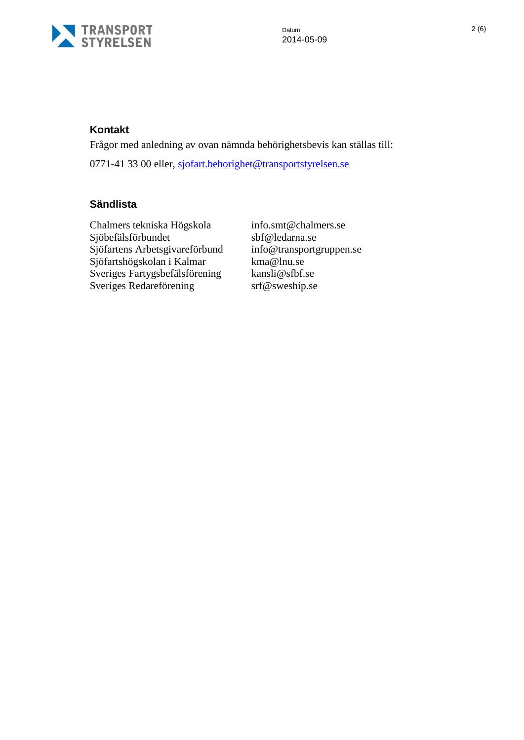## Kontakt

Frågor med anledning av ovan nämnda behörighetsbevis kan ställas till:

0771-41 33 00 eller, sjofart.behorighet@transportstyrelsen.se

## Sändlista

| | |
|---|---|
| Chalmers tekniska Högskola | info.smt@chalmers.se |
| Sjöbefälsförbundet | sbf@ledarna.se |
| Sjöfartens Arbetsgivareförbund | info@transportgruppen.se |
| Sjöfartshögskolan i Kalmar | kma@lnu.se |
| Sveriges Fartygsbefälsförening | kansli@sfbf.se |
| Sveriges Redareförening | srf@sweship.se |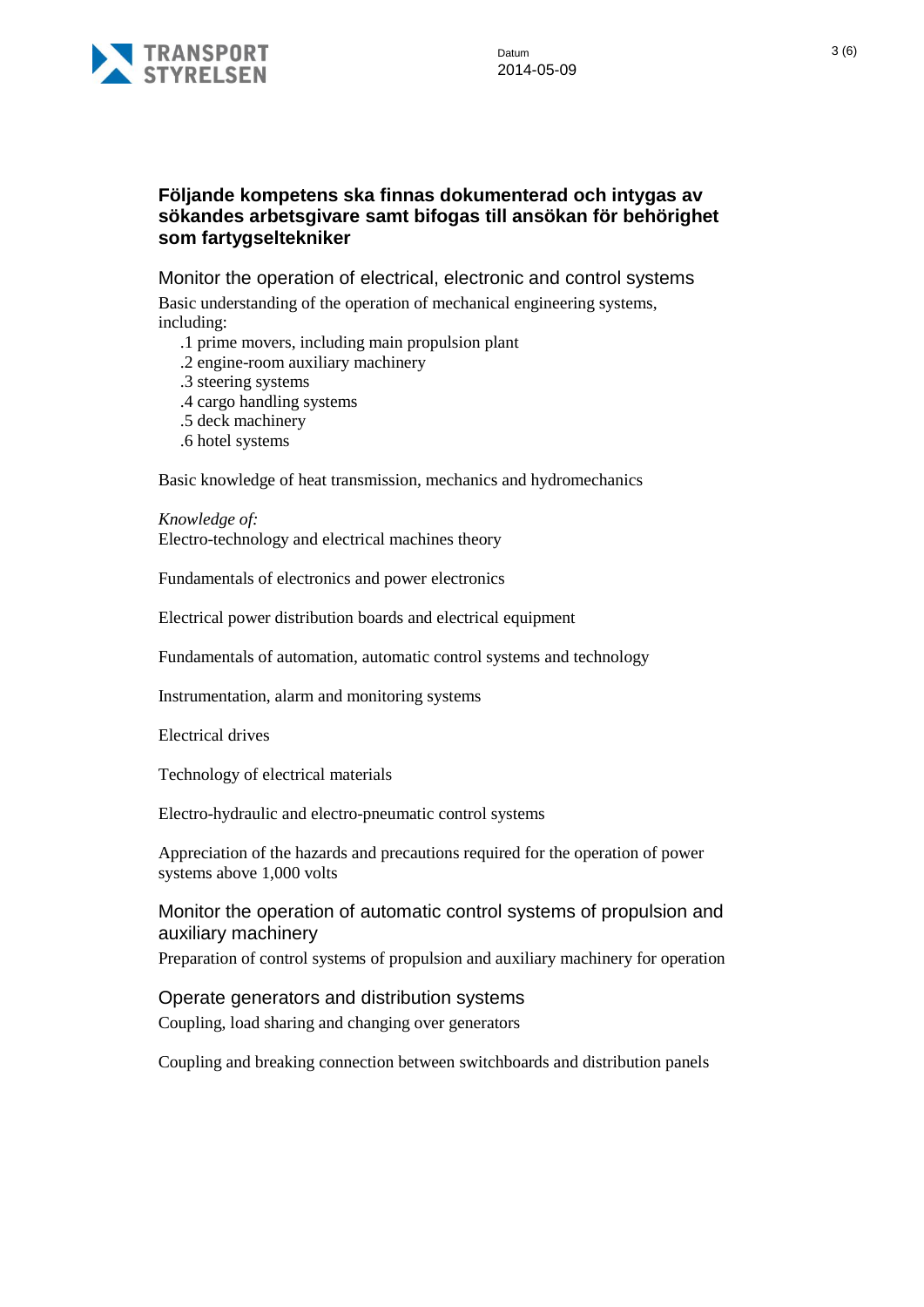## Följande kompetens ska finnas dokumenterad och intygas av sökandes arbetsgivare samt bifogas till ansökan för behörighet som fartygselteknicker

### Monitor the operation of electrical, electronic and control systems

Basic understanding of the operation of mechanical engineering systems, including:

.1 prime movers, including main propulsion plant
.2 engine-room auxiliary machinery
.3 steering systems
.4 cargo handling systems
.5 deck machinery
.6 hotel systems

Basic knowledge of heat transmission, mechanics and hydromechanics

*Knowledge of:*
Electro-technology and electrical machines theory

Fundamentals of electronics and power electronics

Electrical power distribution boards and electrical equipment

Fundamentals of automation, automatic control systems and technology

Instrumentation, alarm and monitoring systems

Electrical drives

Technology of electrical materials

Electro-hydraulic and electro-pneumatic control systems

Appreciation of the hazards and precautions required for the operation of power systems above 1,000 volts

### Monitor the operation of automatic control systems of propulsion and auxiliary machinery

Preparation of control systems of propulsion and auxiliary machinery for operation

### Operate generators and distribution systems

Coupling, load sharing and changing over generators

Coupling and breaking connection between switchboards and distribution panels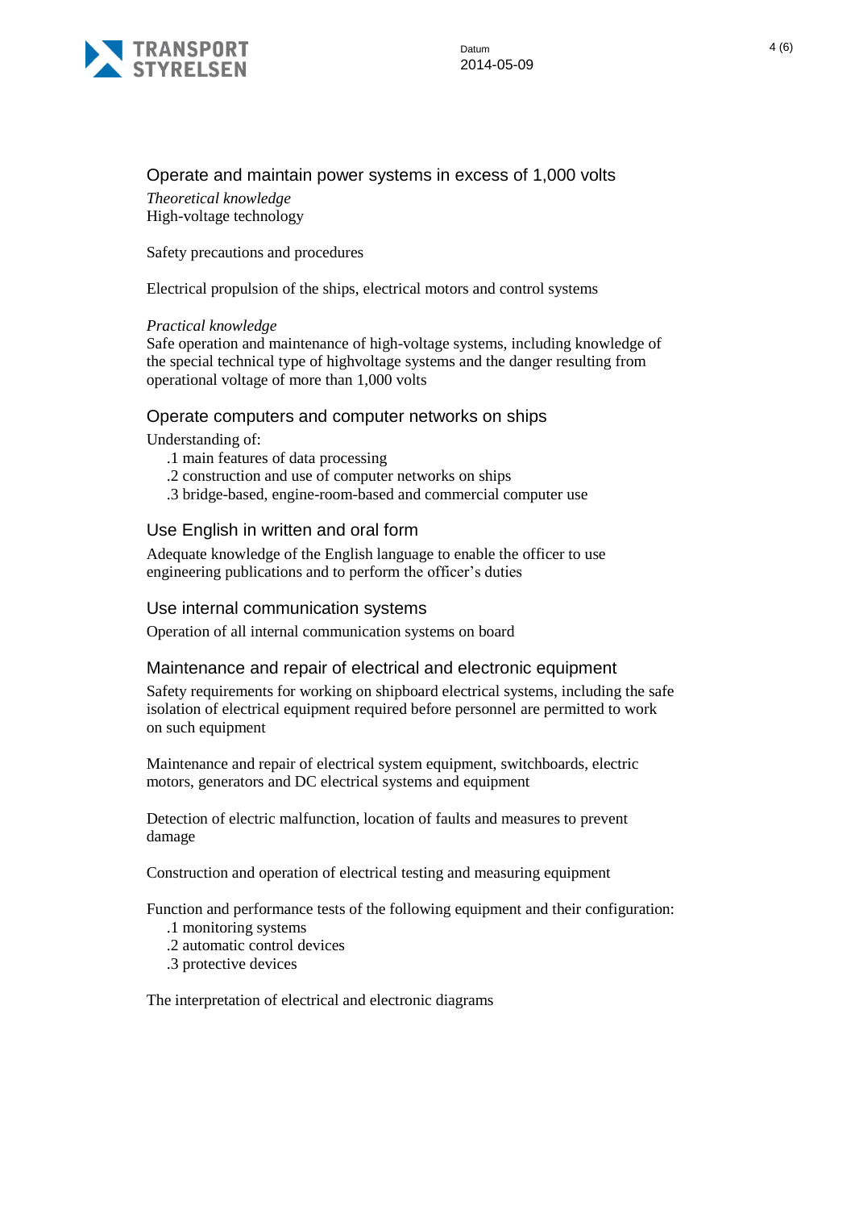## Operate and maintain power systems in excess of 1,000 volts

*Theoretical knowledge*
High-voltage technology

Safety precautions and procedures

Electrical propulsion of the ships, electrical motors and control systems

*Practical knowledge*
Safe operation and maintenance of high-voltage systems, including knowledge of the special technical type of highvoltage systems and the danger resulting from operational voltage of more than 1,000 volts

## Operate computers and computer networks on ships

Understanding of:

.1 main features of data processing
.2 construction and use of computer networks on ships
.3 bridge-based, engine-room-based and commercial computer use

## Use English in written and oral form

Adequate knowledge of the English language to enable the officer to use engineering publications and to perform the officer's duties

## Use internal communication systems

Operation of all internal communication systems on board

## Maintenance and repair of electrical and electronic equipment

Safety requirements for working on shipboard electrical systems, including the safe isolation of electrical equipment required before personnel are permitted to work on such equipment

Maintenance and repair of electrical system equipment, switchboards, electric motors, generators and DC electrical systems and equipment

Detection of electric malfunction, location of faults and measures to prevent damage

Construction and operation of electrical testing and measuring equipment

Function and performance tests of the following equipment and their configuration:

.1 monitoring systems
.2 automatic control devices
.3 protective devices

The interpretation of electrical and electronic diagrams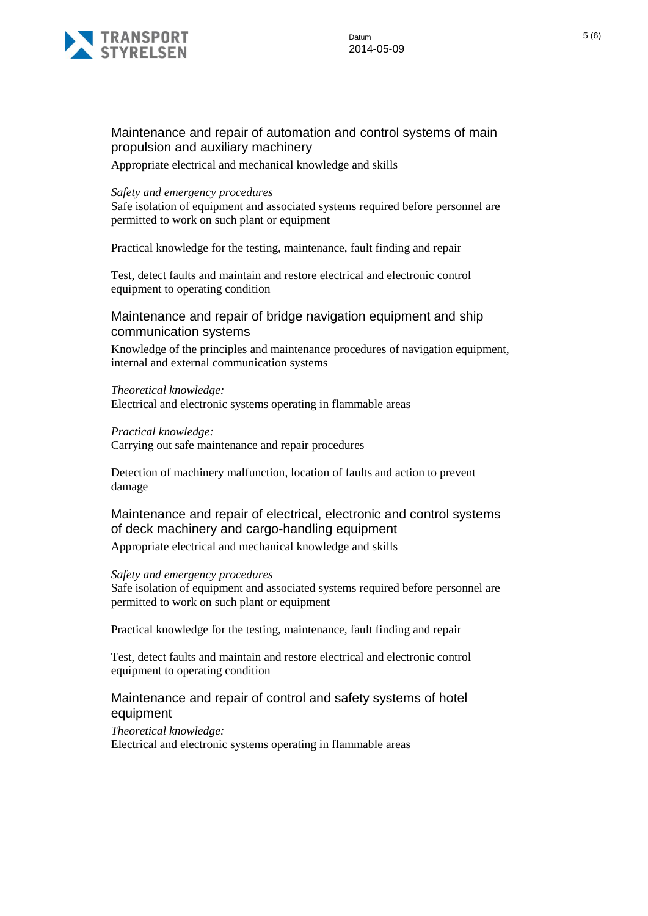## Maintenance and repair of automation and control systems of main propulsion and auxiliary machinery

Appropriate electrical and mechanical knowledge and skills

*Safety and emergency procedures*
Safe isolation of equipment and associated systems required before personnel are permitted to work on such plant or equipment

Practical knowledge for the testing, maintenance, fault finding and repair

Test, detect faults and maintain and restore electrical and electronic control equipment to operating condition

## Maintenance and repair of bridge navigation equipment and ship communication systems

Knowledge of the principles and maintenance procedures of navigation equipment, internal and external communication systems

*Theoretical knowledge:*
Electrical and electronic systems operating in flammable areas

*Practical knowledge:*
Carrying out safe maintenance and repair procedures

Detection of machinery malfunction, location of faults and action to prevent damage

## Maintenance and repair of electrical, electronic and control systems of deck machinery and cargo-handling equipment

Appropriate electrical and mechanical knowledge and skills

*Safety and emergency procedures*
Safe isolation of equipment and associated systems required before personnel are permitted to work on such plant or equipment

Practical knowledge for the testing, maintenance, fault finding and repair

Test, detect faults and maintain and restore electrical and electronic control equipment to operating condition

## Maintenance and repair of control and safety systems of hotel equipment

*Theoretical knowledge:*
Electrical and electronic systems operating in flammable areas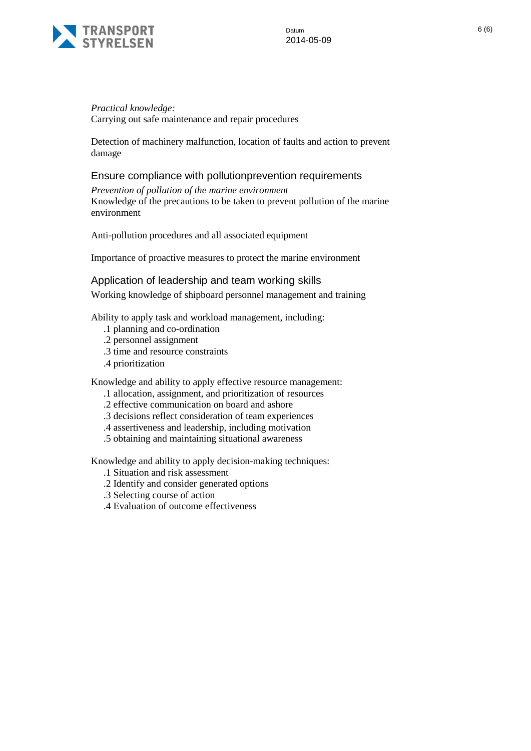*Practical knowledge:*
Carrying out safe maintenance and repair procedures

Detection of machinery malfunction, location of faults and action to prevent damage

## Ensure compliance with pollutionprevention requirements

*Prevention of pollution of the marine environment*
Knowledge of the precautions to be taken to prevent pollution of the marine environment

Anti-pollution procedures and all associated equipment

Importance of proactive measures to protect the marine environment

## Application of leadership and team working skills

Working knowledge of shipboard personnel management and training

Ability to apply task and workload management, including:
- .1 planning and co-ordination
- .2 personnel assignment
- .3 time and resource constraints
- .4 prioritization

Knowledge and ability to apply effective resource management:
- .1 allocation, assignment, and prioritization of resources
- .2 effective communication on board and ashore
- .3 decisions reflect consideration of team experiences
- .4 assertiveness and leadership, including motivation
- .5 obtaining and maintaining situational awareness

Knowledge and ability to apply decision-making techniques:
- .1 Situation and risk assessment
- .2 Identify and consider generated options
- .3 Selecting course of action
- .4 Evaluation of outcome effectiveness